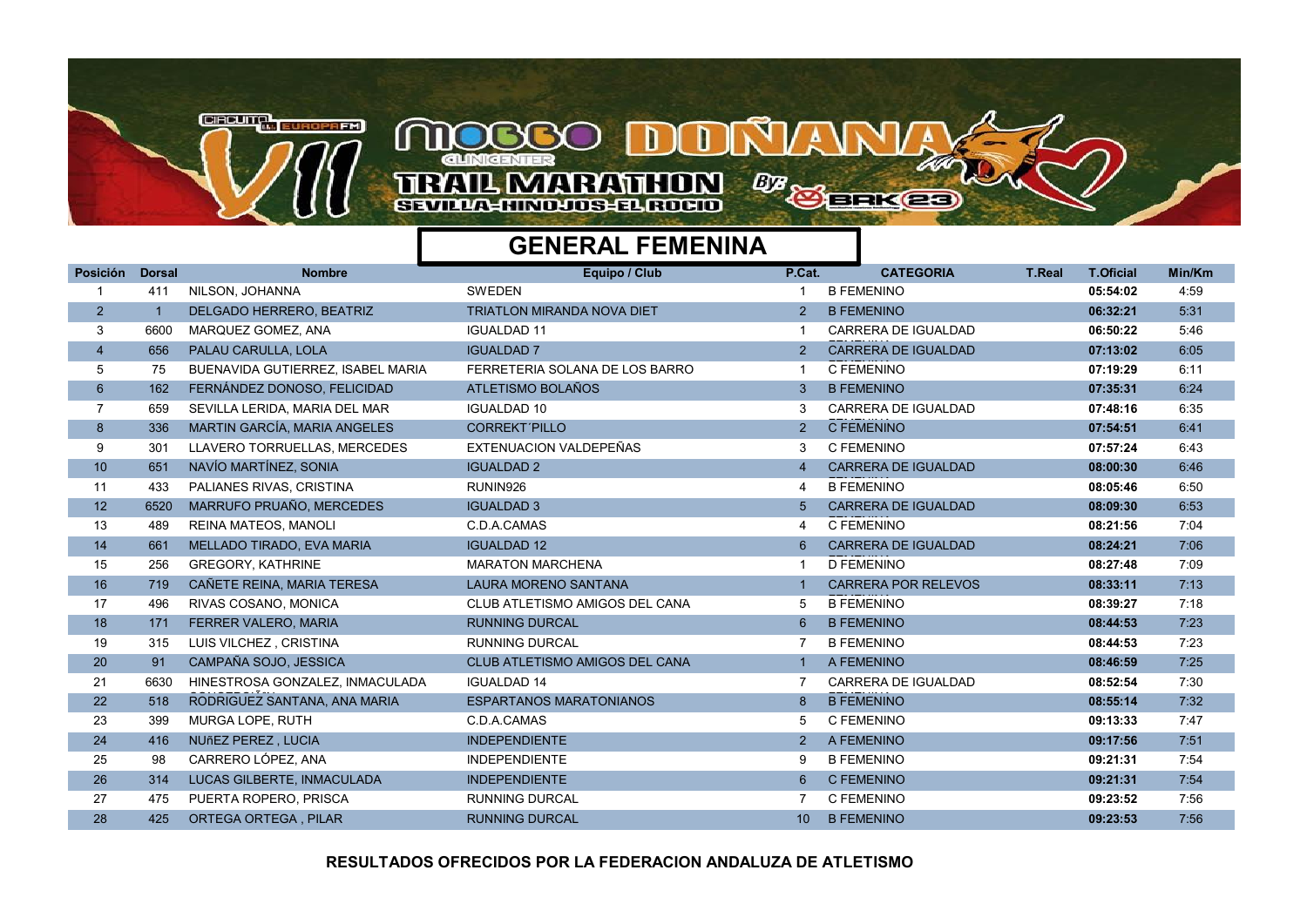# GENERAL FEMENINA

| Posición | Dorsal | Nombre | Equipo / Club | P.Cat. | CATEGORIA | T.Real | T.Oficial | Min/Km |
|---|---|---|---|---|---|---|---|---|
| 1 | 411 | NILSON, JOHANNA | SWEDEN | 1 | B FEMENINO | | **05:54:02** | 4:59 |
| 2 | 1 | DELGADO HERRERO, BEATRIZ | TRIATLON MIRANDA NOVA DIET | 2 | B FEMENINO | | **06:32:21** | 5:31 |
| 3 | 6600 | MARQUEZ GOMEZ, ANA | IGUALDAD 11 | 1 | CARRERA DE IGUALDAD | | **06:50:22** | 5:46 |
| 4 | 656 | PALAU CARULLA, LOLA | IGUALDAD 7 | 2 | CARRERA DE IGUALDAD | | **07:13:02** | 6:05 |
| 5 | 75 | BUENAVIDA GUTIERREZ, ISABEL MARIA | FERRETERIA SOLANA DE LOS BARRO | 1 | C FEMENINO | | **07:19:29** | 6:11 |
| 6 | 162 | FERNÁNDEZ DONOSO, FELICIDAD | ATLETISMO BOLAÑOS | 3 | B FEMENINO | | **07:35:31** | 6:24 |
| 7 | 659 | SEVILLA LERIDA, MARIA DEL MAR | IGUALDAD 10 | 3 | CARRERA DE IGUALDAD | | **07:48:16** | 6:35 |
| 8 | 336 | MARTIN GARCÍA, MARIA ANGELES | CORREKT´PILLO | 2 | C FEMENINO | | **07:54:51** | 6:41 |
| 9 | 301 | LLAVERO TORRUELLAS, MERCEDES | EXTENUACION VALDEPEÑAS | 3 | C FEMENINO | | **07:57:24** | 6:43 |
| 10 | 651 | NAVÍO MARTÍNEZ, SONIA | IGUALDAD 2 | 4 | CARRERA DE IGUALDAD | | **08:00:30** | 6:46 |
| 11 | 433 | PALIANES RIVAS, CRISTINA | RUNIN926 | 4 | B FEMENINO | | **08:05:46** | 6:50 |
| 12 | 6520 | MARRUFO PRUAÑO, MERCEDES | IGUALDAD 3 | 5 | CARRERA DE IGUALDAD | | **08:09:30** | 6:53 |
| 13 | 489 | REINA MATEOS, MANOLI | C.D.A.CAMAS | 4 | C FEMENINO | | **08:21:56** | 7:04 |
| 14 | 661 | MELLADO TIRADO, EVA MARIA | IGUALDAD 12 | 6 | CARRERA DE IGUALDAD | | **08:24:21** | 7:06 |
| 15 | 256 | GREGORY, KATHRINE | MARATON MARCHENA | 1 | D FEMENINO | | **08:27:48** | 7:09 |
| 16 | 719 | CAÑETE REINA, MARIA TERESA | LAURA MORENO SANTANA | 1 | CARRERA POR RELEVOS | | **08:33:11** | 7:13 |
| 17 | 496 | RIVAS COSANO, MONICA | CLUB ATLETISMO AMIGOS DEL CANA | 5 | B FEMENINO | | **08:39:27** | 7:18 |
| 18 | 171 | FERRER VALERO, MARIA | RUNNING DURCAL | 6 | B FEMENINO | | **08:44:53** | 7:23 |
| 19 | 315 | LUIS VILCHEZ , CRISTINA | RUNNING DURCAL | 7 | B FEMENINO | | **08:44:53** | 7:23 |
| 20 | 91 | CAMPAÑA SOJO, JESSICA | CLUB ATLETISMO AMIGOS DEL CANA | 1 | A FEMENINO | | **08:46:59** | 7:25 |
| 21 | 6630 | HINESTROSA GONZALEZ, INMACULADA | IGUALDAD 14 | 7 | CARRERA DE IGUALDAD | | **08:52:54** | 7:30 |
| 22 | 518 | RODRIGUEZ SANTANA, ANA MARIA | ESPARTANOS MARATONIANOS | 8 | B FEMENINO | | **08:55:14** | 7:32 |
| 23 | 399 | MURGA LOPE, RUTH | C.D.A.CAMAS | 5 | C FEMENINO | | **09:13:33** | 7:47 |
| 24 | 416 | NUñEZ PEREZ , LUCIA | INDEPENDIENTE | 2 | A FEMENINO | | **09:17:56** | 7:51 |
| 25 | 98 | CARRERO LÓPEZ, ANA | INDEPENDIENTE | 9 | B FEMENINO | | **09:21:31** | 7:54 |
| 26 | 314 | LUCAS GILBERTE, INMACULADA | INDEPENDIENTE | 6 | C FEMENINO | | **09:21:31** | 7:54 |
| 27 | 475 | PUERTA ROPERO, PRISCA | RUNNING DURCAL | 7 | C FEMENINO | | **09:23:52** | 7:56 |
| 28 | 425 | ORTEGA ORTEGA , PILAR | RUNNING DURCAL | 10 | B FEMENINO | | **09:23:53** | 7:56 |

**RESULTADOS OFRECIDOS POR LA FEDERACION ANDALUZA DE ATLETISMO**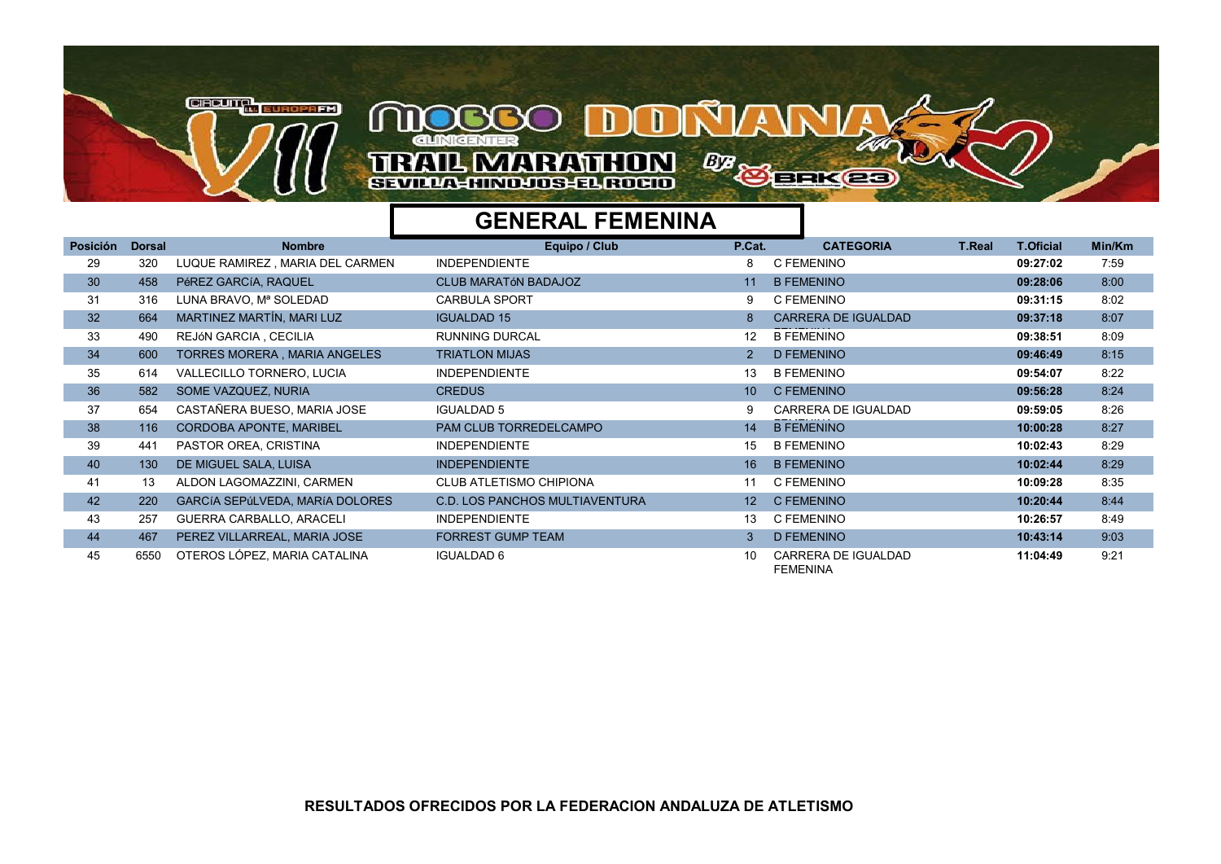## GENERAL FEMENINA

| Posición | Dorsal | Nombre | Equipo / Club | P.Cat. | CATEGORIA | T.Real | T.Oficial | Min/Km |
|---|---|---|---|---|---|---|---|---|
| 29 | 320 | LUQUE RAMIREZ , MARIA DEL CARMEN | INDEPENDIENTE | 8 | C FEMENINO | | **09:27:02** | 7:59 |
| 30 | 458 | PéREZ GARCíA, RAQUEL | CLUB MARATóN BADAJOZ | 11 | B FEMENINO | | **09:28:06** | 8:00 |
| 31 | 316 | LUNA BRAVO, Mª SOLEDAD | CARBULA SPORT | 9 | C FEMENINO | | **09:31:15** | 8:02 |
| 32 | 664 | MARTINEZ MARTÍN, MARI LUZ | IGUALDAD 15 | 8 | CARRERA DE IGUALDAD FEMENINA | | **09:37:18** | 8:07 |
| 33 | 490 | REJóN GARCIA , CECILIA | RUNNING DURCAL | 12 | B FEMENINO | | **09:38:51** | 8:09 |
| 34 | 600 | TORRES MORERA , MARIA ANGELES | TRIATLON MIJAS | 2 | D FEMENINO | | **09:46:49** | 8:15 |
| 35 | 614 | VALLECILLO TORNERO, LUCIA | INDEPENDIENTE | 13 | B FEMENINO | | **09:54:07** | 8:22 |
| 36 | 582 | SOME VAZQUEZ, NURIA | CREDUS | 10 | C FEMENINO | | **09:56:28** | 8:24 |
| 37 | 654 | CASTAÑERA BUESO, MARIA JOSE | IGUALDAD 5 | 9 | CARRERA DE IGUALDAD FEMENINA | | **09:59:05** | 8:26 |
| 38 | 116 | CORDOBA APONTE, MARIBEL | PAM CLUB TORREDELCAMPO | 14 | B FEMENINO | | **10:00:28** | 8:27 |
| 39 | 441 | PASTOR OREA, CRISTINA | INDEPENDIENTE | 15 | B FEMENINO | | **10:02:43** | 8:29 |
| 40 | 130 | DE MIGUEL SALA, LUISA | INDEPENDIENTE | 16 | B FEMENINO | | **10:02:44** | 8:29 |
| 41 | 13 | ALDON LAGOMAZZINI, CARMEN | CLUB ATLETISMO CHIPIONA | 11 | C FEMENINO | | **10:09:28** | 8:35 |
| 42 | 220 | GARCíA SEPúLVEDA, MARíA DOLORES | C.D. LOS PANCHOS MULTIAVENTURA | 12 | C FEMENINO | | **10:20:44** | 8:44 |
| 43 | 257 | GUERRA CARBALLO, ARACELI | INDEPENDIENTE | 13 | C FEMENINO | | **10:26:57** | 8:49 |
| 44 | 467 | PEREZ VILLARREAL, MARIA JOSE | FORREST GUMP TEAM | 3 | D FEMENINO | | **10:43:14** | 9:03 |
| 45 | 6550 | OTEROS LÓPEZ, MARIA CATALINA | IGUALDAD 6 | 10 | CARRERA DE IGUALDAD FEMENINA | | **11:04:49** | 9:21 |

**RESULTADOS OFRECIDOS POR LA FEDERACION ANDALUZA DE ATLETISMO**